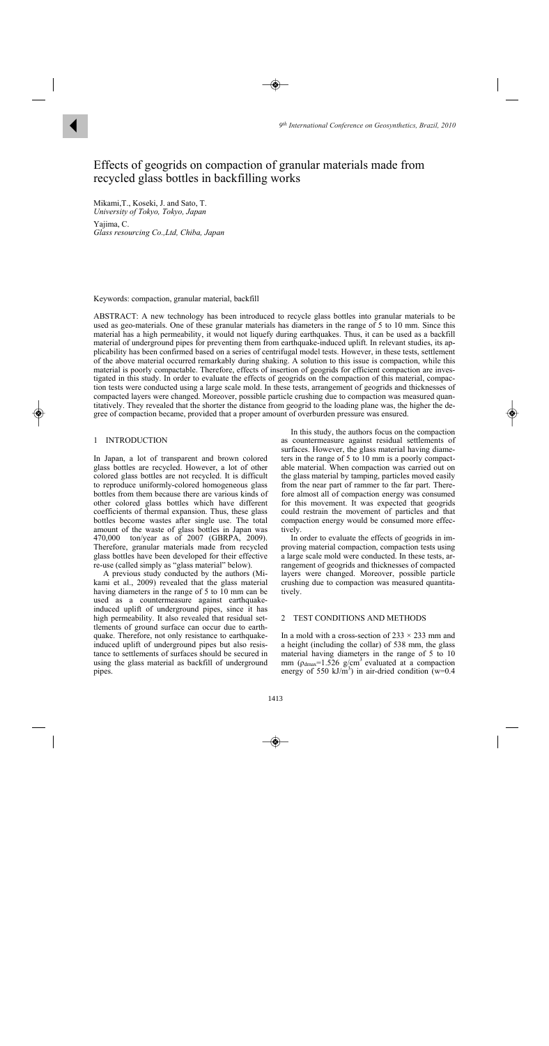# Effects of geogrids on compaction of granular materials made from recycled glass bottles in backfilling works

Mikami,T., Koseki, J. and Sato, T.
*University of Tokyo, Tokyo, Japan*

Yajima, C.
*Glass resourcing Co.,Ltd, Chiba, Japan*

Keywords: compaction, granular material, backfill

ABSTRACT: A new technology has been introduced to recycle glass bottles into granular materials to be used as geo-materials. One of these granular materials has diameters in the range of 5 to 10 mm. Since this material has a high permeability, it would not liquefy during earthquakes. Thus, it can be used as a backfill material of underground pipes for preventing them from earthquake-induced uplift. In relevant studies, its applicability has been confirmed based on a series of centrifugal model tests. However, in these tests, settlement of the above material occurred remarkably during shaking. A solution to this issue is compaction, while this material is poorly compactable. Therefore, effects of insertion of geogrids for efficient compaction are investigated in this study. In order to evaluate the effects of geogrids on the compaction of this material, compaction tests were conducted using a large scale mold. In these tests, arrangement of geogrids and thicknesses of compacted layers were changed. Moreover, possible particle crushing due to compaction was measured quantitatively. They revealed that the shorter the distance from geogrid to the loading plane was, the higher the degree of compaction became, provided that a proper amount of overburden pressure was ensured.

## 1 INTRODUCTION

In Japan, a lot of transparent and brown colored glass bottles are recycled. However, a lot of other colored glass bottles are not recycled. It is difficult to reproduce uniformly-colored homogeneous glass bottles from them because there are various kinds of other colored glass bottles which have different coefficients of thermal expansion. Thus, these glass bottles become wastes after single use. The total amount of the waste of glass bottles in Japan was 470,000 ton/year as of 2007 (GBRPA, 2009). Therefore, granular materials made from recycled glass bottles have been developed for their effective re-use (called simply as "glass material" below).

A previous study conducted by the authors (Mikami et al., 2009) revealed that the glass material having diameters in the range of 5 to 10 mm can be used as a countermeasure against earthquake-induced uplift of underground pipes, since it has high permeability. It also revealed that residual settlements of ground surface can occur due to earthquake. Therefore, not only resistance to earthquake-induced uplift of underground pipes but also resistance to settlements of surfaces should be secured in using the glass material as backfill of underground pipes.

In this study, the authors focus on the compaction as countermeasure against residual settlements of surfaces. However, the glass material having diameters in the range of 5 to 10 mm is a poorly compactable material. When compaction was carried out on the glass material by tamping, particles moved easily from the near part of rammer to the far part. Therefore almost all of compaction energy was consumed for this movement. It was expected that geogrids could restrain the movement of particles and that compaction energy would be consumed more effectively.

In order to evaluate the effects of geogrids in improving material compaction, compaction tests using a large scale mold were conducted. In these tests, arrangement of geogrids and thicknesses of compacted layers were changed. Moreover, possible particle crushing due to compaction was measured quantitatively.

## 2 TEST CONDITIONS AND METHODS

In a mold with a cross-section of 233 × 233 mm and a height (including the collar) of 538 mm, the glass material having diameters in the range of 5 to 10 mm ($\rho_{dmax}$=1.526 g/cm$^3$ evaluated at a compaction energy of 550 kJ/m$^3$) in air-dried condition (w=0.4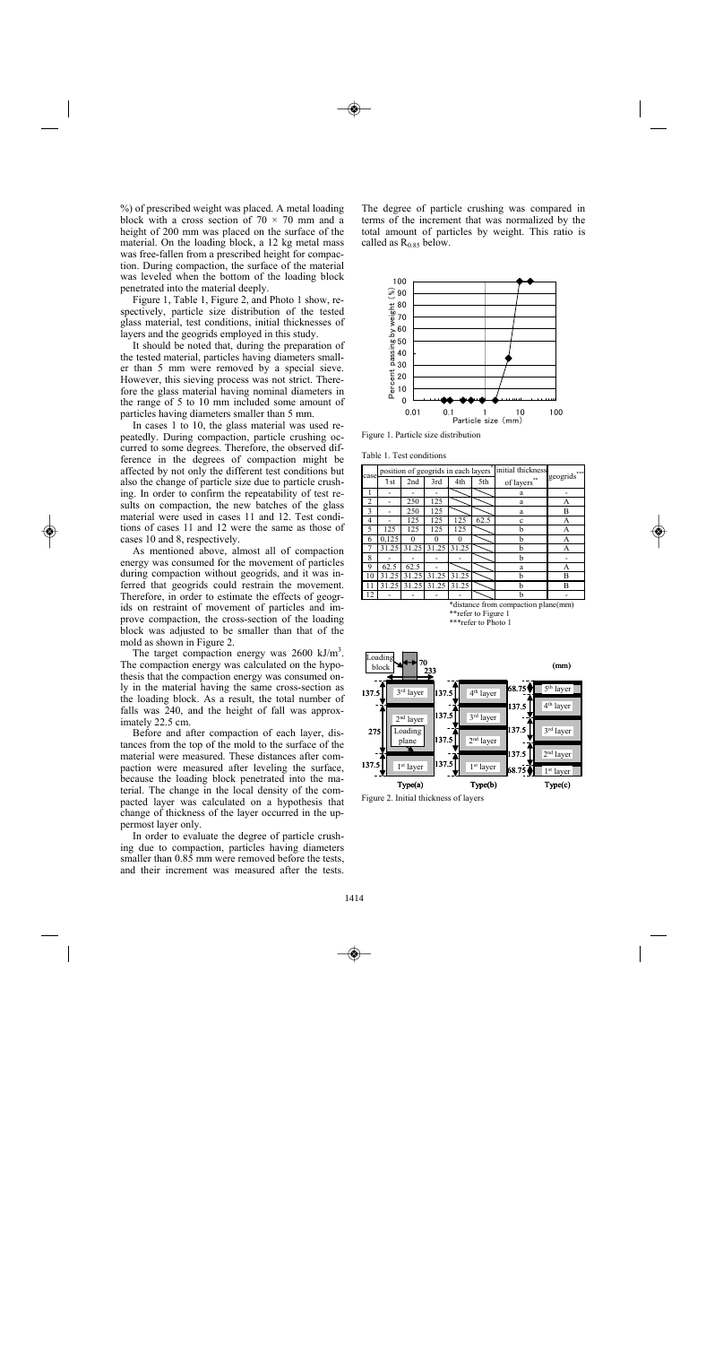%) of prescribed weight was placed. A metal loading block with a cross section of 70 × 70 mm and a height of 200 mm was placed on the surface of the material. On the loading block, a 12 kg metal mass was free-fallen from a prescribed height for compaction. During compaction, the surface of the material was leveled when the bottom of the loading block penetrated into the material deeply.

Figure 1, Table 1, Figure 2, and Photo 1 show, respectively, particle size distribution of the tested glass material, test conditions, initial thicknesses of layers and the geogrids employed in this study.

It should be noted that, during the preparation of the tested material, particles having diameters smaller than 5 mm were removed by a special sieve. However, this sieving process was not strict. Therefore the glass material having nominal diameters in the range of 5 to 10 mm included some amount of particles having diameters smaller than 5 mm.

In cases 1 to 10, the glass material was used repeatedly. During compaction, particle crushing occurred to some degrees. Therefore, the observed difference in the degrees of compaction might be affected by not only the different test conditions but also the change of particle size due to particle crushing. In order to confirm the repeatability of test results on compaction, the new batches of the glass material were used in cases 11 and 12. Test conditions of cases 11 and 12 were the same as those of cases 10 and 8, respectively.

As mentioned above, almost all of compaction energy was consumed for the movement of particles during compaction without geogrids, and it was inferred that geogrids could restrain the movement. Therefore, in order to estimate the effects of geogrids on restraint of movement of particles and improve compaction, the cross-section of the loading block was adjusted to be smaller than that of the mold as shown in Figure 2.

The target compaction energy was 2600 kJ/m$^3$. The compaction energy was calculated on the hypothesis that the compaction energy was consumed only in the material having the same cross-section as the loading block. As a result, the total number of falls was 240, and the height of fall was approximately 22.5 cm.

Before and after compaction of each layer, distances from the top of the mold to the surface of the material were measured. These distances after compaction were measured after leveling the surface, because the loading block penetrated into the material. The change in the local density of the compacted layer was calculated on a hypothesis that change of thickness of the layer occurred in the uppermost layer only.

In order to evaluate the degree of particle crushing due to compaction, particles having diameters smaller than 0.85 mm were removed before the tests, and their increment was measured after the tests. The degree of particle crushing was compared in terms of the increment that was normalized by the total amount of particles by weight. This ratio is called as $R_{0.85}$ below.

Figure 1. Particle size distribution

Table 1. Test conditions

| case | position of geogrids in each layers* | | | | | initial thickness of layers** | geogrids*** |
|---|---|---|---|---|---|---|---|
| | 1st | 2nd | 3rd | 4th | 5th | | |
| 1 | - | - | - | | | a | - |
| 2 | - | 250 | 125 | | | a | A |
| 3 | - | 250 | 125 | | | a | B |
| 4 | - | 125 | 125 | 125 | 62.5 | c | A |
| 5 | 125 | 125 | 125 | 125 | | b | A |
| 6 | 0.125 | 0 | 0 | 0 | | b | A |
| 7 | 31.25 | 31.25 | 31.25 | 31.25 | | b | A |
| 8 | - | - | - | - | | b | - |
| 9 | 62.5 | 62.5 | - | | | a | A |
| 10 | 31.25 | 31.25 | 31.25 | 31.25 | | b | B |
| 11 | 31.25 | 31.25 | 31.25 | 31.25 | | b | B |
| 12 | - | - | - | - | | b | - |

*distance from compaction plane(mm)
**refer to Figure 1
***refer to Photo 1

Figure 2. Initial thickness of layers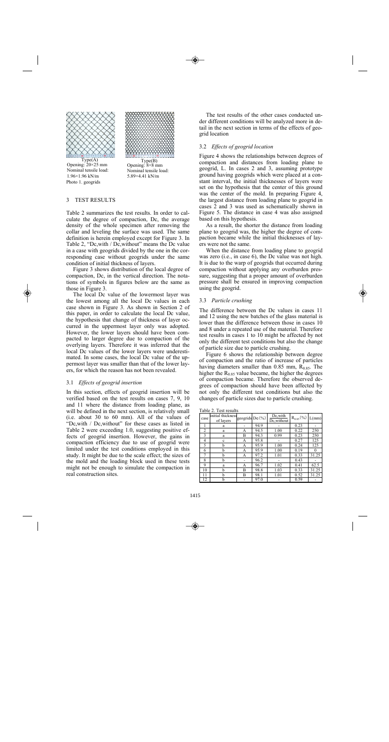Type(A)
Opening: 20×25 mm
Nominal tensile load: 1.96×1.96 kN/m

Type(B)
Opening: 8×8 mm
Nominal tensile load: 5.89×4.41 kN/m

Photo 1. geogrids

## 3 TEST RESULTS

Table 2 summarizes the test results. In order to calculate the degree of compaction, Dc, the average density of the whole specimen after removing the collar and leveling the surface was used. The same definition is herein employed except for Figure 3. In Table 2, "Dc,with / Dc,without" means the Dc value in a case with geogrids divided by the one in the corresponding case without geogrids under the same condition of initial thickness of layers.

Figure 3 shows distribution of the local degree of compaction, Dc, in the vertical direction. The notations of symbols in figures below are the same as those in Figure 3.

The local Dc value of the lowermost layer was the lowest among all the local Dc values in each case shown in Figure 3. As shown in Section 2 of this paper, in order to calculate the local Dc value, the hypothesis that change of thickness of layer occurred in the uppermost layer only was adopted. However, the lower layers should have been compacted to larger degree due to compaction of the overlying layers. Therefore it was inferred that the local Dc values of the lower layers were underestimated. In some cases, the local Dc value of the uppermost layer was smaller than that of the lower layers, for which the reason has not been revealed.

### 3.1 *Effects of geogrid insertion*

In this section, effects of geogrid insertion will be verified based on the test results on cases 7, 9, 10 and 11 where the distance from loading plane, as will be defined in the next section, is relatively small (i.e. about 30 to 60 mm). All of the values of "Dc,with / Dc,without" for these cases as listed in Table 2 were exceeding 1.0, suggesting positive effects of geogrid insertion. However, the gains in compaction efficiency due to use of geogrid were limited under the test conditions employed in this study. It might be due to the scale effect; the sizes of the mold and the loading block used in these tests might not be enough to simulate the compaction in real construction sites.

The test results of the other cases conducted under different conditions will be analyzed more in detail in the next section in terms of the effects of geogrid location

### 3.2 *Effects of geogrid location*

Figure 4 shows the relationships between degrees of compaction and distances from loading plane to geogrid, L. In cases 2 and 3, assuming prototype ground having geogrids which were placed at a constant interval, the initial thicknesses of layers were set on the hypothesis that the center of this ground was the center of the mold. In preparing Figure 4, the largest distance from loading plane to geogrid in cases 2 and 3 was used as schematically shown in Figure 5. The distance in case 4 was also assigned based on this hypothesis.

As a result, the shorter the distance from loading plane to geogrid was, the higher the degree of compaction became while the initial thicknesses of layers were not the same.

When the distance from loading plane to geogrid was zero (i.e., in case 6), the Dc value was not high. It is due to the warp of geogrids that occurred during compaction without applying any overburden pressure, suggesting that a proper amount of overburden pressure shall be ensured in improving compaction using the geogrid.

### 3.3 *Particle crushing*

The difference between the Dc values in cases 11 and 12 using the new batches of the glass material is lower than the difference between those in cases 10 and 8 under a repeated use of the material. Therefore test results in cases 1 to 10 might be affected by not only the different test conditions but also the change of particle size due to particle crushing.

Figure 6 shows the relationship between degree of compaction and the ratio of increase of particles having diameters smaller than 0.85 mm, $R_{0.85}$. The higher the $R_{0.85}$ value became, the higher the degrees of compaction became. Therefore the observed degrees of compaction should have been affected by not only the different test conditions but also the changes of particle sizes due to particle crushing.

Table 2. Test results

| case | initial thickness of layers | geogrids | Dc (%) | Dc,with / Dc,without | $R_{0.85}$ (%) | L(mm) |
|---|---|---|---|---|---|---|
| 1 | a | - | 94.9 | - | 0.23 | - |
| 2 | a | A | 94.5 | 1.00 | 0.22 | 250 |
| 3 | a | B | 94.3 | 0.99 | 0.23 | 250 |
| 4 | c | A | 95.8 | - | 0.27 | 125 |
| 5 | b | A | 95.9 | 1.00 | 0.24 | 125 |
| 6 | b | A | 95.9 | 1.00 | 0.19 | 0 |
| 7 | b | A | 97.2 | 1.01 | 0.33 | 31.25 |
| 8 | b | - | 96.2 | - | 0.43 | - |
| 9 | a | A | 96.7 | 1.02 | 0.41 | 62.5 |
| 10 | b | B | 98.8 | 1.03 | 0.33 | 31.25 |
| 11 | b | B | 98.1 | 1.01 | 0.52 | 31.25 |
| 12 | b | - | 97.0 | - | 0.59 | - |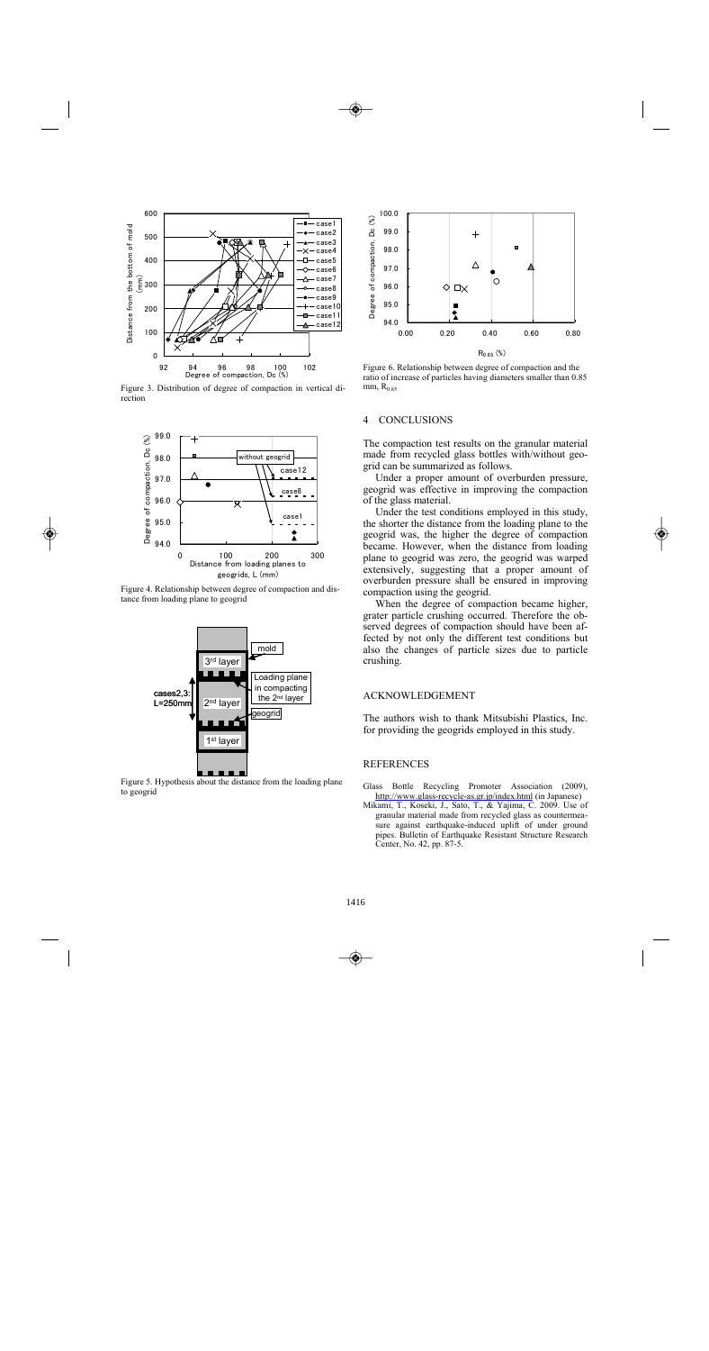600
500
400
300
200
100
0
Distance from the bottom of mold (mm)
92 94 96 98 100 102
Degree of compaction, Dc (%)
case1
case2
case3
case4
case5
case6
case7
case8
case9
case10
case11
case12

Figure 3. Distribution of degree of compaction in vertical direction

99.0
98.0
97.0
96.0
95.0
94.0
Degree of compaction, Dc (%)
0 100 200 300
Distance from loading planes to geogrids, L (mm)
without geogrid
case12
case8
case1

Figure 4. Relationship between degree of compaction and distance from loading plane to geogrid

mold
3rd layer
Loading plane in compacting the 2nd layer
cases2,3: L=250mm
2nd layer
geogrid
1st layer

Figure 5. Hypothesis about the distance from the loading plane to geogrid

100.0
99.0
98.0
97.0
96.0
95.0
94.0
Degree of compaction, Dc (%)
0.00 0.20 0.40 0.60 0.80
$R_{0.85}$ (%)

Figure 6. Relationship between degree of compaction and the ratio of increase of particles having diameters smaller than 0.85 mm, $R_{0.85}$

## 4 CONCLUSIONS

The compaction test results on the granular material made from recycled glass bottles with/without geogrid can be summarized as follows.

Under a proper amount of overburden pressure, geogrid was effective in improving the compaction of the glass material.

Under the test conditions employed in this study, the shorter the distance from the loading plane to the geogrid was, the higher the degree of compaction became. However, when the distance from loading plane to geogrid was zero, the geogrid was warped extensively, suggesting that a proper amount of overburden pressure shall be ensured in improving compaction using the geogrid.

When the degree of compaction became higher, grater particle crushing occurred. Therefore the observed degrees of compaction should have been affected by not only the different test conditions but also the changes of particle sizes due to particle crushing.

## ACKNOWLEDGEMENT

The authors wish to thank Mitsubishi Plastics, Inc. for providing the geogrids employed in this study.

## REFERENCES

Glass Bottle Recycling Promoter Association (2009), http://www.glass-recycle-as.gr.jp/index.html (in Japanese)

Mikami, T., Koseki, J., Sato, T., & Yajima, C. 2009. Use of granular material made from recycled glass as countermeasure against earthquake-induced uplift of under ground pipes. Bulletin of Earthquake Resistant Structure Research Center, No. 42, pp. 87-5.